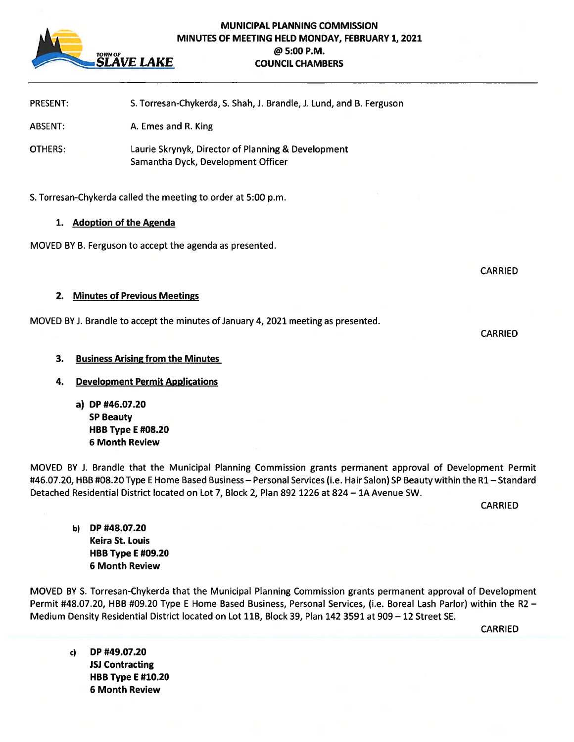# MUNICIPAL PLANNING COMMISSION
## MINUTES OF MEETING HELD MONDAY, FEBRUARY 1, 2021
## @ 5:00 P.M.
## COUNCIL CHAMBERS

PRESENT: S. Torresan-Chykerda, S. Shah, J. Brandle, J. Lund, and B. Ferguson

ABSENT: A. Emes and R. King

OTHERS: Laurie Skrynyk, Director of Planning & Development
Samantha Dyck, Development Officer

S. Torresan-Chykerda called the meeting to order at 5:00 p.m.

### 1. Adoption of the Agenda

MOVED BY B. Ferguson to accept the agenda as presented.

CARRIED

### 2. Minutes of Previous Meetings

MOVED BY J. Brandle to accept the minutes of January 4, 2021 meeting as presented.

CARRIED

### 3. Business Arising from the Minutes

### 4. Development Permit Applications

**a) DP #46.07.20**
**SP Beauty**
**HBB Type E #08.20**
**6 Month Review**

MOVED BY J. Brandle that the Municipal Planning Commission grants permanent approval of Development Permit #46.07.20, HBB #08.20 Type E Home Based Business – Personal Services (i.e. Hair Salon) SP Beauty within the R1 – Standard Detached Residential District located on Lot 7, Block 2, Plan 892 1226 at 824 – 1A Avenue SW.

CARRIED

**b) DP #48.07.20**
**Keira St. Louis**
**HBB Type E #09.20**
**6 Month Review**

MOVED BY S. Torresan-Chykerda that the Municipal Planning Commission grants permanent approval of Development Permit #48.07.20, HBB #09.20 Type E Home Based Business, Personal Services, (i.e. Boreal Lash Parlor) within the R2 – Medium Density Residential District located on Lot 11B, Block 39, Plan 142 3591 at 909 – 12 Street SE.

CARRIED

**c) DP #49.07.20**
**JSJ Contracting**
**HBB Type E #10.20**
**6 Month Review**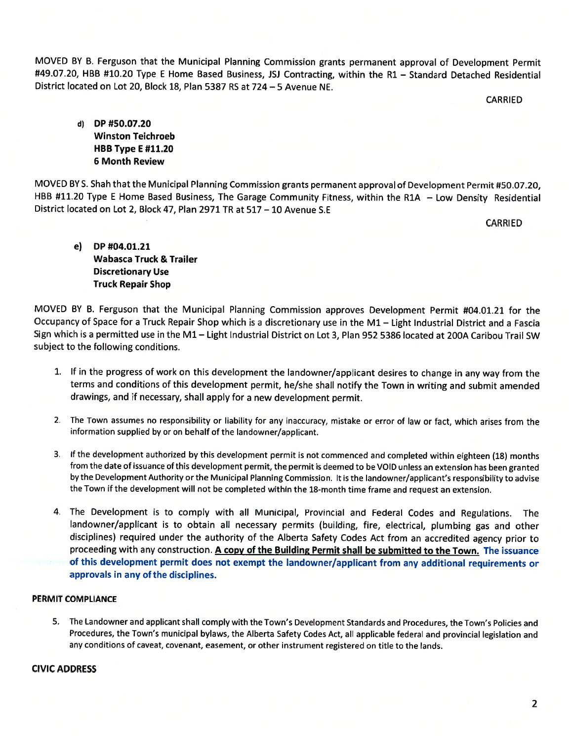MOVED BY B. Ferguson that the Municipal Planning Commission grants permanent approval of Development Permit #49.07.20, HBB #10.20 Type E Home Based Business, JSJ Contracting, within the R1 – Standard Detached Residential District located on Lot 20, Block 18, Plan 5387 RS at 724 – 5 Avenue NE.

CARRIED

d) **DP #50.07.20**
**Winston Teichroeb**
**HBB Type E #11.20**
**6 Month Review**

MOVED BY S. Shah that the Municipal Planning Commission grants permanent approval of Development Permit #50.07.20, HBB #11.20 Type E Home Based Business, The Garage Community Fitness, within the R1A – Low Density Residential District located on Lot 2, Block 47, Plan 2971 TR at 517 – 10 Avenue S.E

CARRIED

e) **DP #04.01.21**
**Wabasca Truck & Trailer**
**Discretionary Use**
**Truck Repair Shop**

MOVED BY B. Ferguson that the Municipal Planning Commission approves Development Permit #04.01.21 for the Occupancy of Space for a Truck Repair Shop which is a discretionary use in the M1 – Light Industrial District and a Fascia Sign which is a permitted use in the M1 – Light Industrial District on Lot 3, Plan 952 5386 located at 200A Caribou Trail SW subject to the following conditions.

1. If in the progress of work on this development the landowner/applicant desires to change in any way from the terms and conditions of this development permit, he/she shall notify the Town in writing and submit amended drawings, and if necessary, shall apply for a new development permit.

2. The Town assumes no responsibility or liability for any inaccuracy, mistake or error of law or fact, which arises from the information supplied by or on behalf of the landowner/applicant.

3. If the development authorized by this development permit is not commenced and completed within eighteen (18) months from the date of issuance of this development permit, the permit is deemed to be VOID unless an extension has been granted by the Development Authority or the Municipal Planning Commission. It is the landowner/applicant's responsibility to advise the Town if the development will not be completed within the 18-month time frame and request an extension.

4. The Development is to comply with all Municipal, Provincial and Federal Codes and Regulations. The landowner/applicant is to obtain all necessary permits (building, fire, electrical, plumbing gas and other disciplines) required under the authority of the Alberta Safety Codes Act from an accredited agency prior to proceeding with any construction. **A copy of the Building Permit shall be submitted to the Town. The issuance of this development permit does not exempt the landowner/applicant from any additional requirements or approvals in any of the disciplines.**

**PERMIT COMPLIANCE**

5. The Landowner and applicant shall comply with the Town's Development Standards and Procedures, the Town's Policies and Procedures, the Town's municipal bylaws, the Alberta Safety Codes Act, all applicable federal and provincial legislation and any conditions of caveat, covenant, easement, or other instrument registered on title to the lands.

**CIVIC ADDRESS**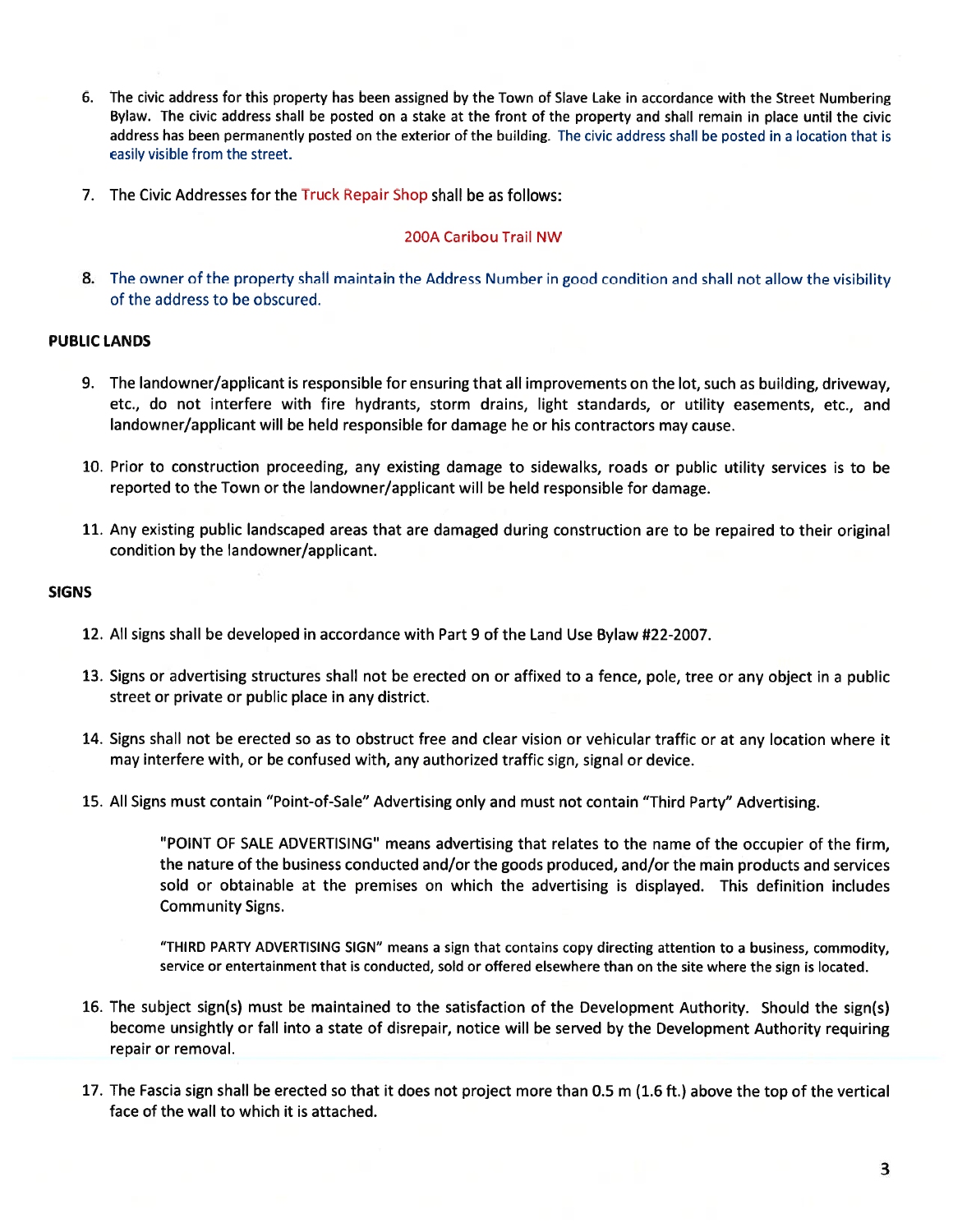6. The civic address for this property has been assigned by the Town of Slave Lake in accordance with the Street Numbering Bylaw. The civic address shall be posted on a stake at the front of the property and shall remain in place until the civic address has been permanently posted on the exterior of the building. The civic address shall be posted in a location that is easily visible from the street.

7. The Civic Addresses for the Truck Repair Shop shall be as follows:

   200A Caribou Trail NW

8. The owner of the property shall maintain the Address Number in good condition and shall not allow the visibility of the address to be obscured.

**PUBLIC LANDS**

9. The landowner/applicant is responsible for ensuring that all improvements on the lot, such as building, driveway, etc., do not interfere with fire hydrants, storm drains, light standards, or utility easements, etc., and landowner/applicant will be held responsible for damage he or his contractors may cause.

10. Prior to construction proceeding, any existing damage to sidewalks, roads or public utility services is to be reported to the Town or the landowner/applicant will be held responsible for damage.

11. Any existing public landscaped areas that are damaged during construction are to be repaired to their original condition by the landowner/applicant.

**SIGNS**

12. All signs shall be developed in accordance with Part 9 of the Land Use Bylaw #22-2007.

13. Signs or advertising structures shall not be erected on or affixed to a fence, pole, tree or any object in a public street or private or public place in any district.

14. Signs shall not be erected so as to obstruct free and clear vision or vehicular traffic or at any location where it may interfere with, or be confused with, any authorized traffic sign, signal or device.

15. All Signs must contain "Point-of-Sale" Advertising only and must not contain "Third Party" Advertising.

    "POINT OF SALE ADVERTISING" means advertising that relates to the name of the occupier of the firm, the nature of the business conducted and/or the goods produced, and/or the main products and services sold or obtainable at the premises on which the advertising is displayed. This definition includes Community Signs.

    "THIRD PARTY ADVERTISING SIGN" means a sign that contains copy directing attention to a business, commodity, service or entertainment that is conducted, sold or offered elsewhere than on the site where the sign is located.

16. The subject sign(s) must be maintained to the satisfaction of the Development Authority. Should the sign(s) become unsightly or fall into a state of disrepair, notice will be served by the Development Authority requiring repair or removal.

17. The Fascia sign shall be erected so that it does not project more than 0.5 m (1.6 ft.) above the top of the vertical face of the wall to which it is attached.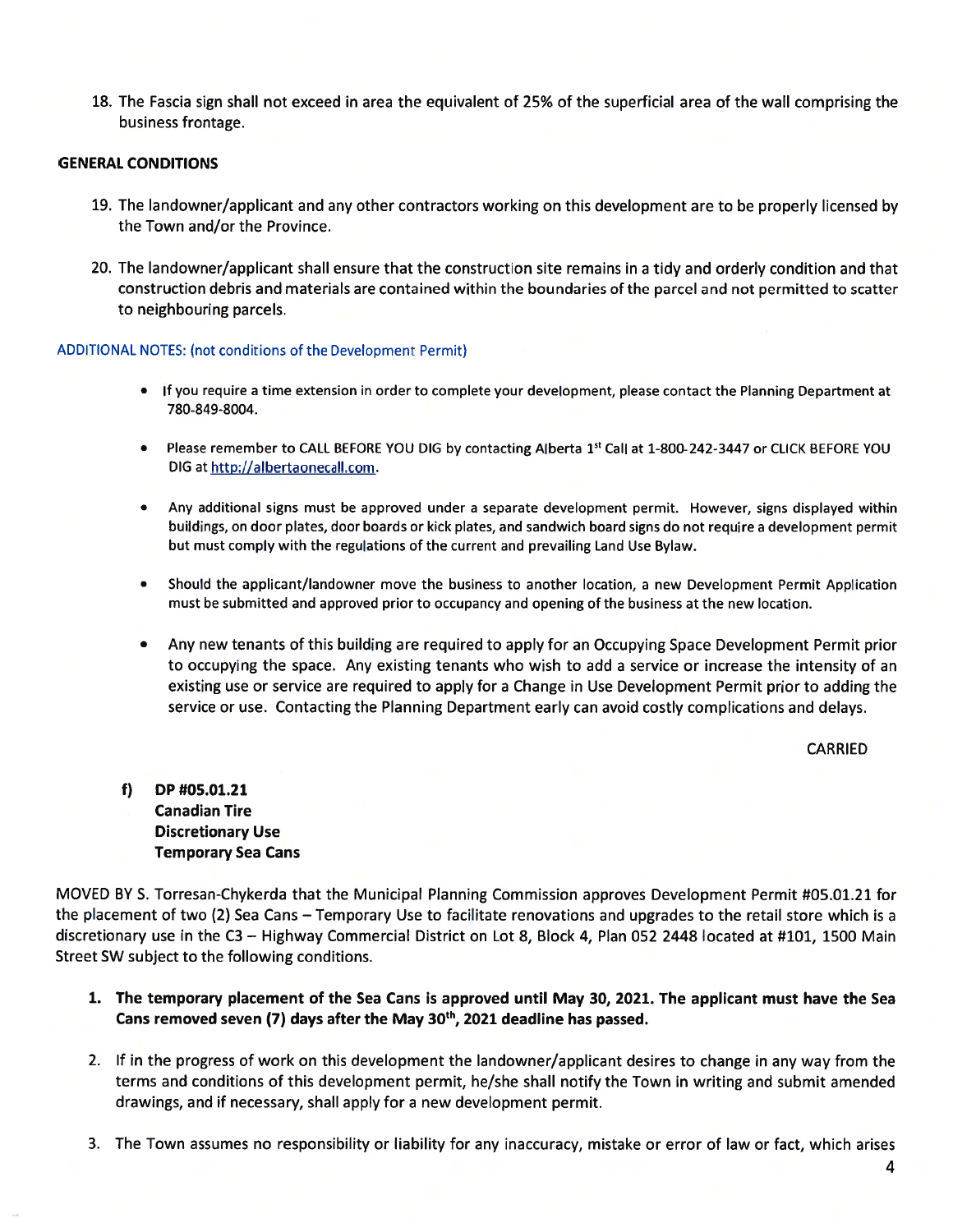18. The Fascia sign shall not exceed in area the equivalent of 25% of the superficial area of the wall comprising the business frontage.

**GENERAL CONDITIONS**

19. The landowner/applicant and any other contractors working on this development are to be properly licensed by the Town and/or the Province.

20. The landowner/applicant shall ensure that the construction site remains in a tidy and orderly condition and that construction debris and materials are contained within the boundaries of the parcel and not permitted to scatter to neighbouring parcels.

ADDITIONAL NOTES: (not conditions of the Development Permit)

- If you require a time extension in order to complete your development, please contact the Planning Department at 780-849-8004.
- Please remember to CALL BEFORE YOU DIG by contacting Alberta 1st Call at 1-800-242-3447 or CLICK BEFORE YOU DIG at http://albertaonecall.com.
- Any additional signs must be approved under a separate development permit. However, signs displayed within buildings, on door plates, door boards or kick plates, and sandwich board signs do not require a development permit but must comply with the regulations of the current and prevailing Land Use Bylaw.
- Should the applicant/landowner move the business to another location, a new Development Permit Application must be submitted and approved prior to occupancy and opening of the business at the new location.
- Any new tenants of this building are required to apply for an Occupying Space Development Permit prior to occupying the space. Any existing tenants who wish to add a service or increase the intensity of an existing use or service are required to apply for a Change in Use Development Permit prior to adding the service or use. Contacting the Planning Department early can avoid costly complications and delays.

CARRIED

**f) DP #05.01.21**
**Canadian Tire**
**Discretionary Use**
**Temporary Sea Cans**

MOVED BY S. Torresan-Chykerda that the Municipal Planning Commission approves Development Permit #05.01.21 for the placement of two (2) Sea Cans – Temporary Use to facilitate renovations and upgrades to the retail store which is a discretionary use in the C3 – Highway Commercial District on Lot 8, Block 4, Plan 052 2448 located at #101, 1500 Main Street SW subject to the following conditions.

1. **The temporary placement of the Sea Cans is approved until May 30, 2021. The applicant must have the Sea Cans removed seven (7) days after the May 30th, 2021 deadline has passed.**
2. If in the progress of work on this development the landowner/applicant desires to change in any way from the terms and conditions of this development permit, he/she shall notify the Town in writing and submit amended drawings, and if necessary, shall apply for a new development permit.
3. The Town assumes no responsibility or liability for any inaccuracy, mistake or error of law or fact, which arises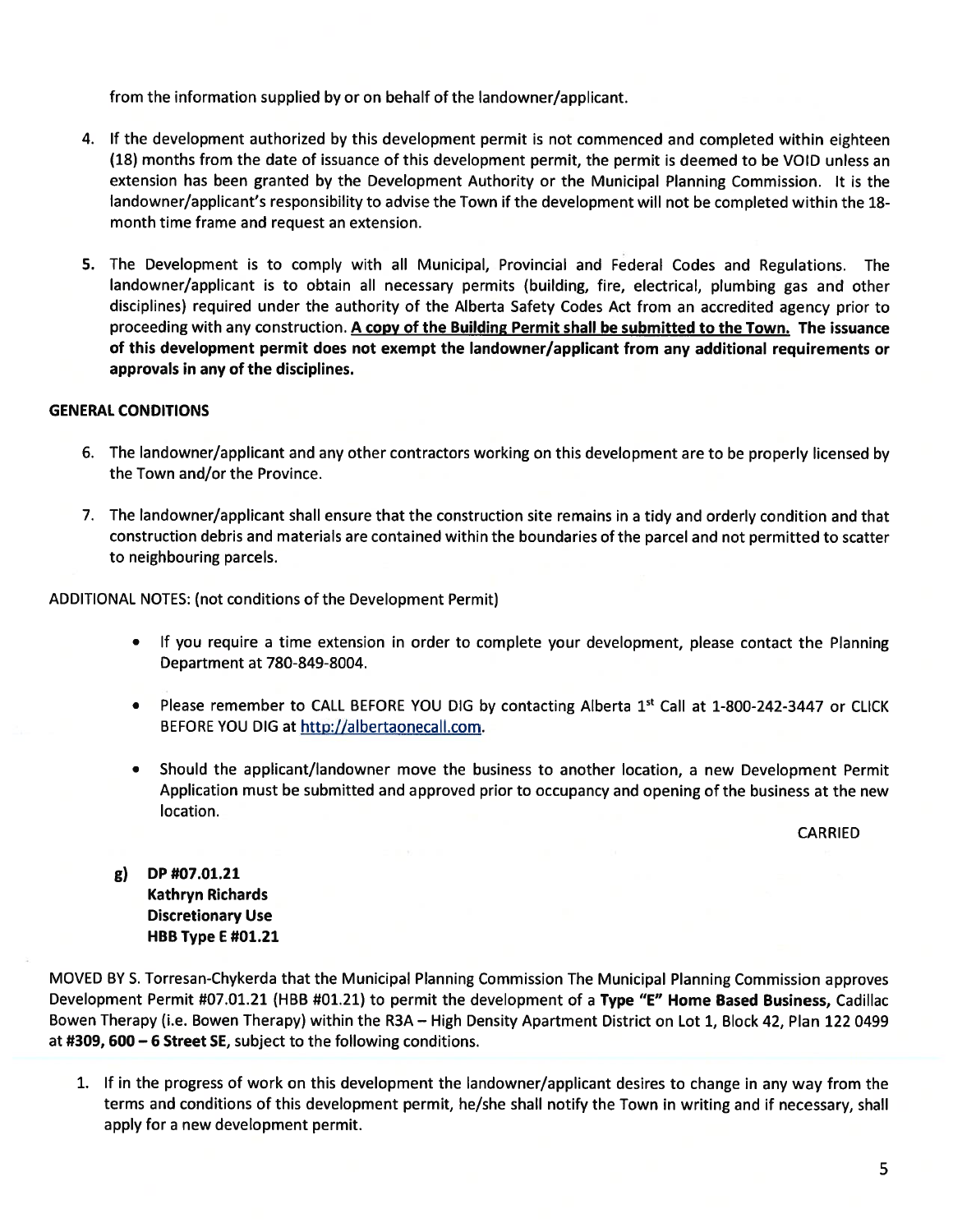from the information supplied by or on behalf of the landowner/applicant.

4. If the development authorized by this development permit is not commenced and completed within eighteen (18) months from the date of issuance of this development permit, the permit is deemed to be VOID unless an extension has been granted by the Development Authority or the Municipal Planning Commission. It is the landowner/applicant's responsibility to advise the Town if the development will not be completed within the 18-month time frame and request an extension.

5. The Development is to comply with all Municipal, Provincial and Federal Codes and Regulations. The landowner/applicant is to obtain all necessary permits (building, fire, electrical, plumbing gas and other disciplines) required under the authority of the Alberta Safety Codes Act from an accredited agency prior to proceeding with any construction. **A copy of the Building Permit shall be submitted to the Town. The issuance of this development permit does not exempt the landowner/applicant from any additional requirements or approvals in any of the disciplines.**

**GENERAL CONDITIONS**

6. The landowner/applicant and any other contractors working on this development are to be properly licensed by the Town and/or the Province.

7. The landowner/applicant shall ensure that the construction site remains in a tidy and orderly condition and that construction debris and materials are contained within the boundaries of the parcel and not permitted to scatter to neighbouring parcels.

ADDITIONAL NOTES: (not conditions of the Development Permit)

- If you require a time extension in order to complete your development, please contact the Planning Department at 780-849-8004.
- Please remember to CALL BEFORE YOU DIG by contacting Alberta 1st Call at 1-800-242-3447 or CLICK BEFORE YOU DIG at http://albertaonecall.com.
- Should the applicant/landowner move the business to another location, a new Development Permit Application must be submitted and approved prior to occupancy and opening of the business at the new location.

CARRIED

g) **DP #07.01.21**
**Kathryn Richards**
**Discretionary Use**
**HBB Type E #01.21**

MOVED BY S. Torresan-Chykerda that the Municipal Planning Commission The Municipal Planning Commission approves Development Permit #07.01.21 (HBB #01.21) to permit the development of a **Type "E" Home Based Business,** Cadillac Bowen Therapy (i.e. Bowen Therapy) within the R3A – High Density Apartment District on Lot 1, Block 42, Plan 122 0499 at **#309, 600 – 6 Street SE**, subject to the following conditions.

1. If in the progress of work on this development the landowner/applicant desires to change in any way from the terms and conditions of this development permit, he/she shall notify the Town in writing and if necessary, shall apply for a new development permit.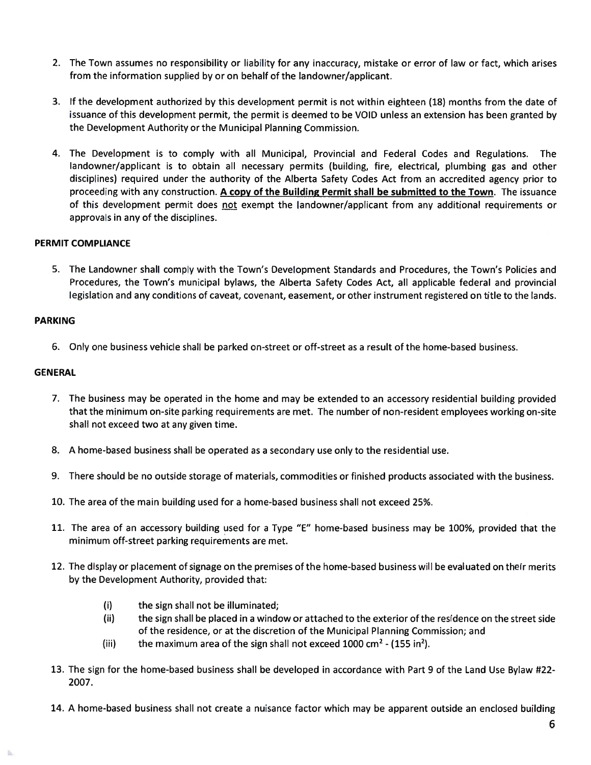2. The Town assumes no responsibility or liability for any inaccuracy, mistake or error of law or fact, which arises from the information supplied by or on behalf of the landowner/applicant.

3. If the development authorized by this development permit is not within eighteen (18) months from the date of issuance of this development permit, the permit is deemed to be VOID unless an extension has been granted by the Development Authority or the Municipal Planning Commission.

4. The Development is to comply with all Municipal, Provincial and Federal Codes and Regulations. The landowner/applicant is to obtain all necessary permits (building, fire, electrical, plumbing gas and other disciplines) required under the authority of the Alberta Safety Codes Act from an accredited agency prior to proceeding with any construction. **A copy of the Building Permit shall be submitted to the Town**. The issuance of this development permit does not exempt the landowner/applicant from any additional requirements or approvals in any of the disciplines.

**PERMIT COMPLIANCE**

5. The Landowner shall comply with the Town's Development Standards and Procedures, the Town's Policies and Procedures, the Town's municipal bylaws, the Alberta Safety Codes Act, all applicable federal and provincial legislation and any conditions of caveat, covenant, easement, or other instrument registered on title to the lands.

**PARKING**

6. Only one business vehicle shall be parked on-street or off-street as a result of the home-based business.

**GENERAL**

7. The business may be operated in the home and may be extended to an accessory residential building provided that the minimum on-site parking requirements are met. The number of non-resident employees working on-site shall not exceed two at any given time.

8. A home-based business shall be operated as a secondary use only to the residential use.

9. There should be no outside storage of materials, commodities or finished products associated with the business.

10. The area of the main building used for a home-based business shall not exceed 25%.

11. The area of an accessory building used for a Type "E" home-based business may be 100%, provided that the minimum off-street parking requirements are met.

12. The display or placement of signage on the premises of the home-based business will be evaluated on their merits by the Development Authority, provided that:

    (i) the sign shall not be illuminated;

    (ii) the sign shall be placed in a window or attached to the exterior of the residence on the street side of the residence, or at the discretion of the Municipal Planning Commission; and

    (iii) the maximum area of the sign shall not exceed 1000 $cm^2$ - (155 $in^2$).

13. The sign for the home-based business shall be developed in accordance with Part 9 of the Land Use Bylaw #22-2007.

14. A home-based business shall not create a nuisance factor which may be apparent outside an enclosed building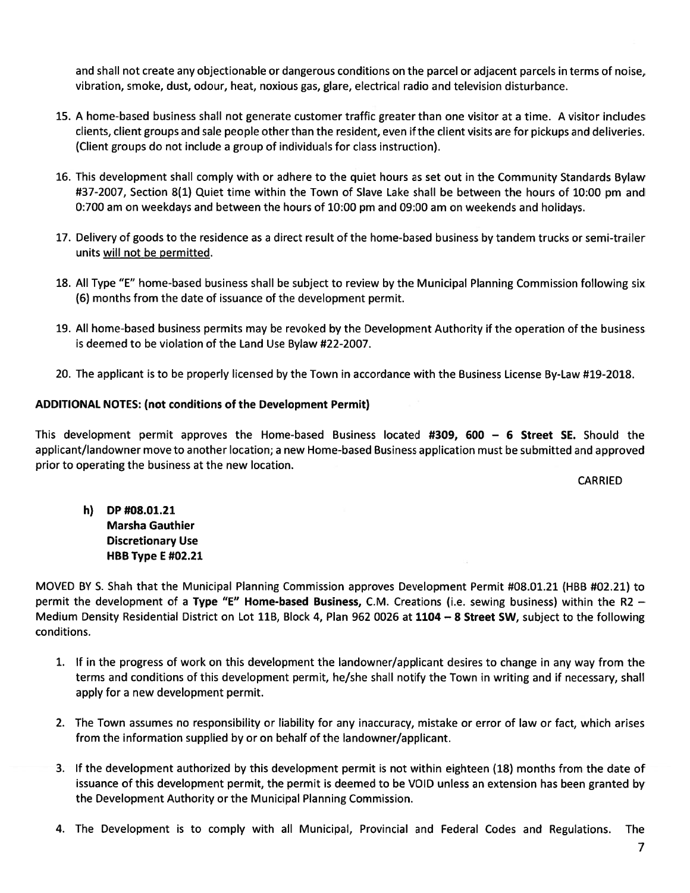and shall not create any objectionable or dangerous conditions on the parcel or adjacent parcels in terms of noise, vibration, smoke, dust, odour, heat, noxious gas, glare, electrical radio and television disturbance.

15. A home-based business shall not generate customer traffic greater than one visitor at a time. A visitor includes clients, client groups and sale people other than the resident, even if the client visits are for pickups and deliveries. (Client groups do not include a group of individuals for class instruction).

16. This development shall comply with or adhere to the quiet hours as set out in the Community Standards Bylaw #37-2007, Section 8(1) Quiet time within the Town of Slave Lake shall be between the hours of 10:00 pm and 0:700 am on weekdays and between the hours of 10:00 pm and 09:00 am on weekends and holidays.

17. Delivery of goods to the residence as a direct result of the home-based business by tandem trucks or semi-trailer units will not be permitted.

18. All Type "E" home-based business shall be subject to review by the Municipal Planning Commission following six (6) months from the date of issuance of the development permit.

19. All home-based business permits may be revoked by the Development Authority if the operation of the business is deemed to be violation of the Land Use Bylaw #22-2007.

20. The applicant is to be properly licensed by the Town in accordance with the Business License By-Law #19-2018.

**ADDITIONAL NOTES: (not conditions of the Development Permit)**

This development permit approves the Home-based Business located **#309, 600 – 6 Street SE.** Should the applicant/landowner move to another location; a new Home-based Business application must be submitted and approved prior to operating the business at the new location.

CARRIED

**h) DP #08.01.21**
**Marsha Gauthier**
**Discretionary Use**
**HBB Type E #02.21**

MOVED BY S. Shah that the Municipal Planning Commission approves Development Permit #08.01.21 (HBB #02.21) to permit the development of a **Type "E" Home-based Business,** C.M. Creations (i.e. sewing business) within the R2 – Medium Density Residential District on Lot 11B, Block 4, Plan 962 0026 at **1104 – 8 Street SW,** subject to the following conditions.

1. If in the progress of work on this development the landowner/applicant desires to change in any way from the terms and conditions of this development permit, he/she shall notify the Town in writing and if necessary, shall apply for a new development permit.

2. The Town assumes no responsibility or liability for any inaccuracy, mistake or error of law or fact, which arises from the information supplied by or on behalf of the landowner/applicant.

3. If the development authorized by this development permit is not within eighteen (18) months from the date of issuance of this development permit, the permit is deemed to be VOID unless an extension has been granted by the Development Authority or the Municipal Planning Commission.

4. The Development is to comply with all Municipal, Provincial and Federal Codes and Regulations. The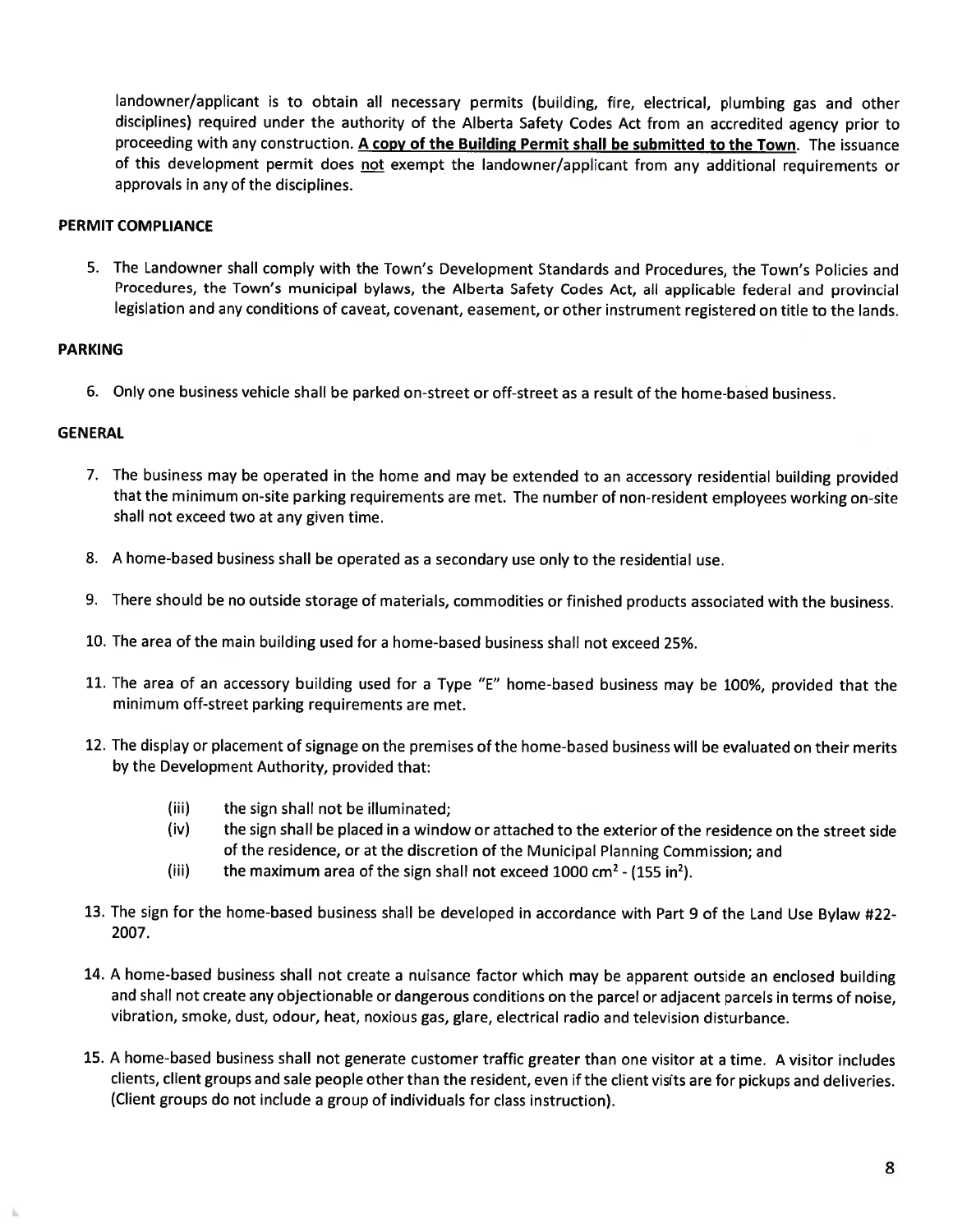landowner/applicant is to obtain all necessary permits (building, fire, electrical, plumbing gas and other disciplines) required under the authority of the Alberta Safety Codes Act from an accredited agency prior to proceeding with any construction. **A copy of the Building Permit shall be submitted to the Town**. The issuance of this development permit does not exempt the landowner/applicant from any additional requirements or approvals in any of the disciplines.

**PERMIT COMPLIANCE**

5. The Landowner shall comply with the Town's Development Standards and Procedures, the Town's Policies and Procedures, the Town's municipal bylaws, the Alberta Safety Codes Act, all applicable federal and provincial legislation and any conditions of caveat, covenant, easement, or other instrument registered on title to the lands.

**PARKING**

6. Only one business vehicle shall be parked on-street or off-street as a result of the home-based business.

**GENERAL**

7. The business may be operated in the home and may be extended to an accessory residential building provided that the minimum on-site parking requirements are met. The number of non-resident employees working on-site shall not exceed two at any given time.

8. A home-based business shall be operated as a secondary use only to the residential use.

9. There should be no outside storage of materials, commodities or finished products associated with the business.

10. The area of the main building used for a home-based business shall not exceed 25%.

11. The area of an accessory building used for a Type "E" home-based business may be 100%, provided that the minimum off-street parking requirements are met.

12. The display or placement of signage on the premises of the home-based business will be evaluated on their merits by the Development Authority, provided that:

    (iii) the sign shall not be illuminated;

    (iv) the sign shall be placed in a window or attached to the exterior of the residence on the street side of the residence, or at the discretion of the Municipal Planning Commission; and

    (iii) the maximum area of the sign shall not exceed 1000 $cm^2$ - (155 $in^2$).

13. The sign for the home-based business shall be developed in accordance with Part 9 of the Land Use Bylaw #22-2007.

14. A home-based business shall not create a nuisance factor which may be apparent outside an enclosed building and shall not create any objectionable or dangerous conditions on the parcel or adjacent parcels in terms of noise, vibration, smoke, dust, odour, heat, noxious gas, glare, electrical radio and television disturbance.

15. A home-based business shall not generate customer traffic greater than one visitor at a time. A visitor includes clients, client groups and sale people other than the resident, even if the client visits are for pickups and deliveries. (Client groups do not include a group of individuals for class instruction).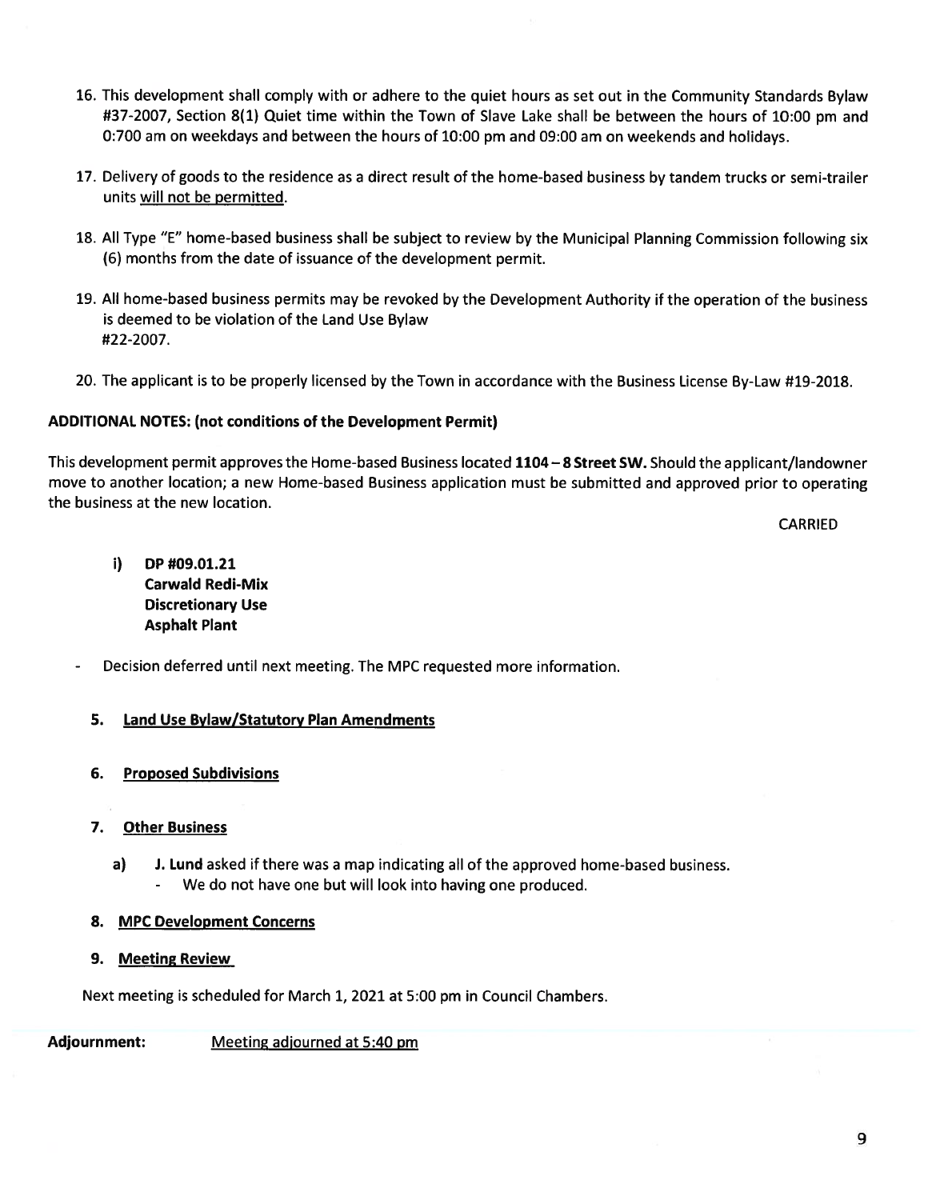16. This development shall comply with or adhere to the quiet hours as set out in the Community Standards Bylaw #37-2007, Section 8(1) Quiet time within the Town of Slave Lake shall be between the hours of 10:00 pm and 0:700 am on weekdays and between the hours of 10:00 pm and 09:00 am on weekends and holidays.

17. Delivery of goods to the residence as a direct result of the home-based business by tandem trucks or semi-trailer units will not be permitted.

18. All Type "E" home-based business shall be subject to review by the Municipal Planning Commission following six (6) months from the date of issuance of the development permit.

19. All home-based business permits may be revoked by the Development Authority if the operation of the business is deemed to be violation of the Land Use Bylaw #22-2007.

20. The applicant is to be properly licensed by the Town in accordance with the Business License By-Law #19-2018.

**ADDITIONAL NOTES: (not conditions of the Development Permit)**

This development permit approves the Home-based Business located **1104 – 8 Street SW.** Should the applicant/landowner move to another location; a new Home-based Business application must be submitted and approved prior to operating the business at the new location.

CARRIED

i) **DP #09.01.21**
**Carwald Redi-Mix**
**Discretionary Use**
**Asphalt Plant**

- Decision deferred until next meeting. The MPC requested more information.

**5. Land Use Bylaw/Statutory Plan Amendments**

**6. Proposed Subdivisions**

**7. Other Business**

a) **J. Lund** asked if there was a map indicating all of the approved home-based business.
   - We do not have one but will look into having one produced.

**8. MPC Development Concerns**

**9. Meeting Review**

Next meeting is scheduled for March 1, 2021 at 5:00 pm in Council Chambers.

**Adjournment:** Meeting adjourned at 5:40 pm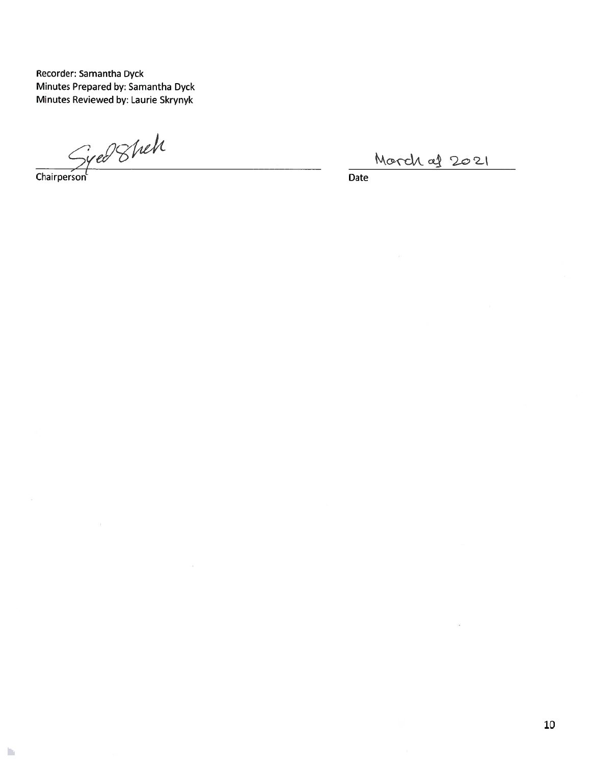Recorder: Samantha Dyck
Minutes Prepared by: Samantha Dyck
Minutes Reviewed by: Laurie Skrynyk

Syed Sheh
Chairperson

March 29 2021
Date